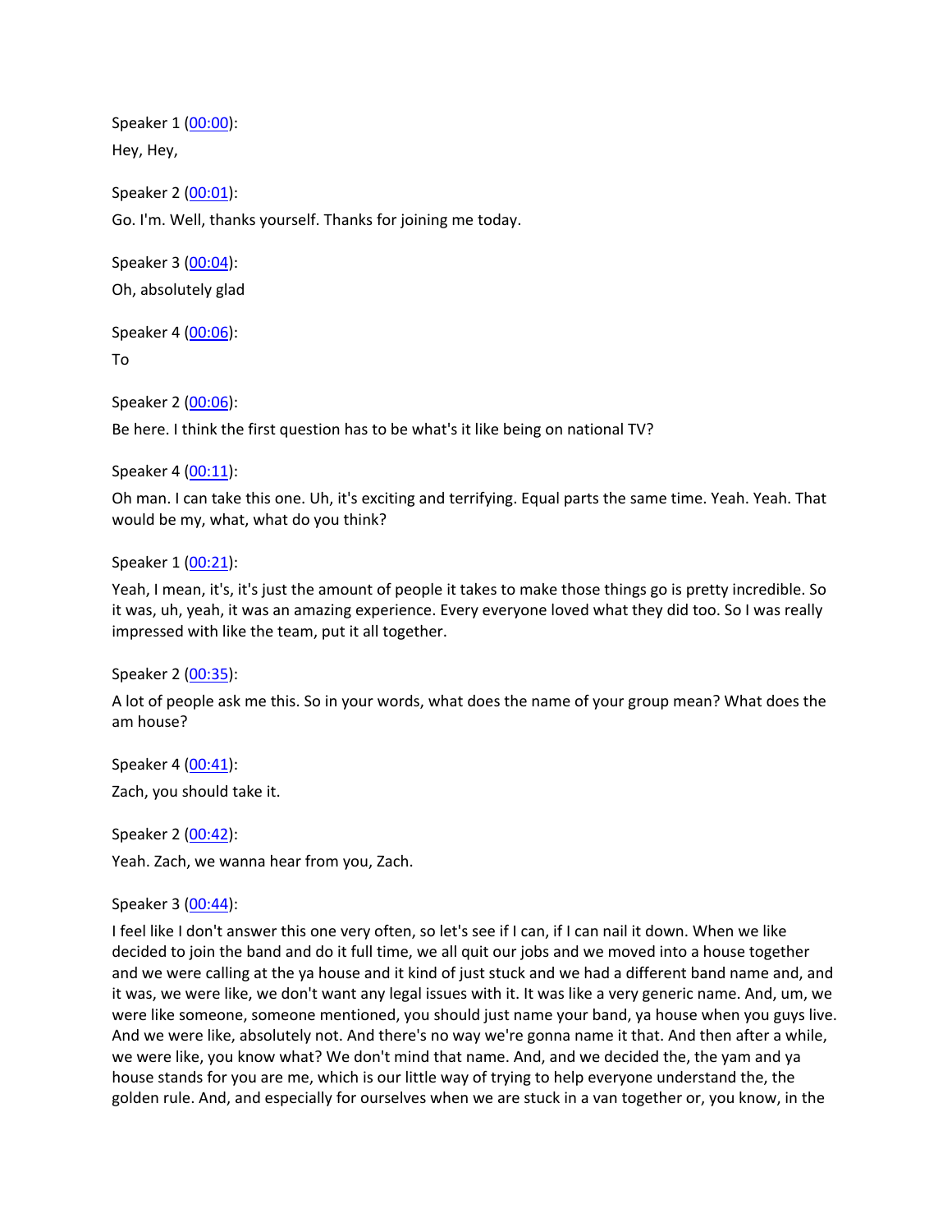Speaker 1 ([00:00](#)):

Hey, Hey,

Speaker 2 ([00:01](#)):

Go. I'm. Well, thanks yourself. Thanks for joining me today.

Speaker 3 ([00:04](#)):

Oh, absolutely glad

Speaker 4 ([00:06](#)):

To

Speaker 2 ([00:06](#)):

Be here. I think the first question has to be what's it like being on national TV?

Speaker 4 ([00:11](#)):

Oh man. I can take this one. Uh, it's exciting and terrifying. Equal parts the same time. Yeah. Yeah. That would be my, what, what do you think?

Speaker 1 ([00:21](#)):

Yeah, I mean, it's, it's just the amount of people it takes to make those things go is pretty incredible. So it was, uh, yeah, it was an amazing experience. Every everyone loved what they did too. So I was really impressed with like the team, put it all together.

Speaker 2 ([00:35](#)):

A lot of people ask me this. So in your words, what does the name of your group mean? What does the am house?

Speaker 4 ([00:41](#)):

Zach, you should take it.

Speaker 2 ([00:42](#)):

Yeah. Zach, we wanna hear from you, Zach.

Speaker 3 ([00:44](#)):

I feel like I don't answer this one very often, so let's see if I can, if I can nail it down. When we like decided to join the band and do it full time, we all quit our jobs and we moved into a house together and we were calling at the ya house and it kind of just stuck and we had a different band name and, and it was, we were like, we don't want any legal issues with it. It was like a very generic name. And, um, we were like someone, someone mentioned, you should just name your band, ya house when you guys live. And we were like, absolutely not. And there's no way we're gonna name it that. And then after a while, we were like, you know what? We don't mind that name. And, and we decided the, the yam and ya house stands for you are me, which is our little way of trying to help everyone understand the, the golden rule. And, and especially for ourselves when we are stuck in a van together or, you know, in the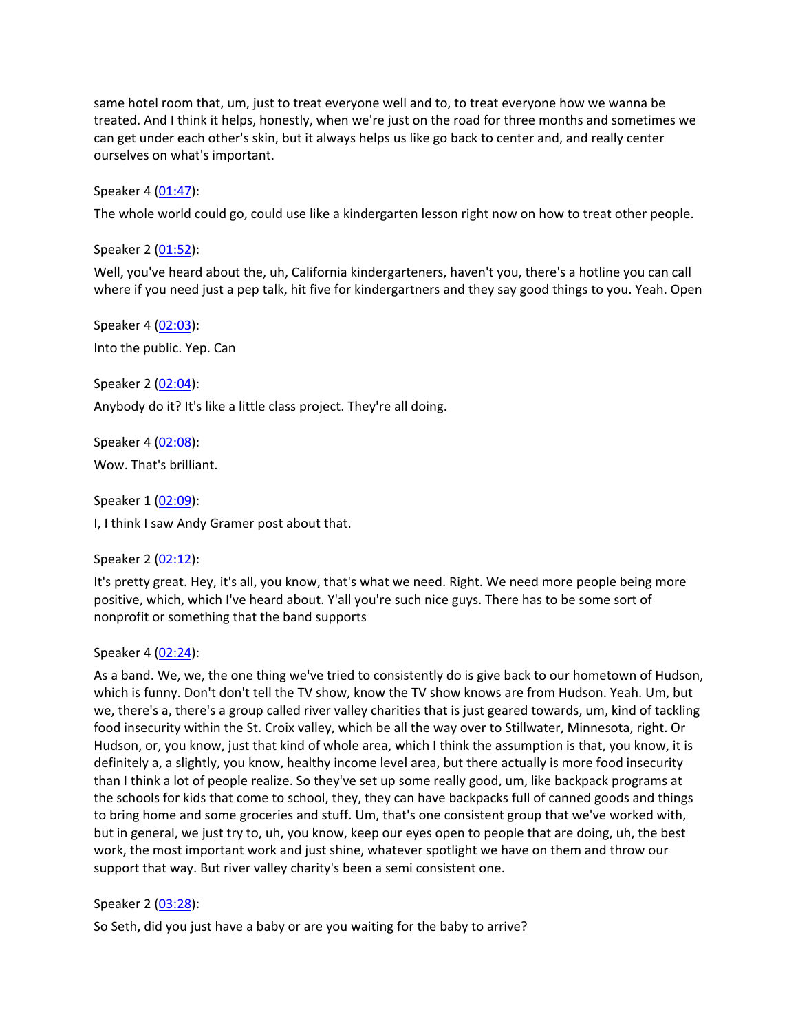same hotel room that, um, just to treat everyone well and to, to treat everyone how we wanna be treated. And I think it helps, honestly, when we're just on the road for three months and sometimes we can get under each other's skin, but it always helps us like go back to center and, and really center ourselves on what's important.

Speaker 4 ([01:47](#)):

The whole world could go, could use like a kindergarten lesson right now on how to treat other people.

Speaker 2 ([01:52](#)):

Well, you've heard about the, uh, California kindergarteners, haven't you, there's a hotline you can call where if you need just a pep talk, hit five for kindergartners and they say good things to you. Yeah. Open

Speaker 4 ([02:03](#)):

Into the public. Yep. Can

Speaker 2 ([02:04](#)):

Anybody do it? It's like a little class project. They're all doing.

Speaker 4 ([02:08](#)):

Wow. That's brilliant.

Speaker 1 ([02:09](#)):

I, I think I saw Andy Gramer post about that.

Speaker 2 ([02:12](#)):

It's pretty great. Hey, it's all, you know, that's what we need. Right. We need more people being more positive, which, which I've heard about. Y'all you're such nice guys. There has to be some sort of nonprofit or something that the band supports

Speaker 4 ([02:24](#)):

As a band. We, we, the one thing we've tried to consistently do is give back to our hometown of Hudson, which is funny. Don't don't tell the TV show, know the TV show knows are from Hudson. Yeah. Um, but we, there's a, there's a group called river valley charities that is just geared towards, um, kind of tackling food insecurity within the St. Croix valley, which be all the way over to Stillwater, Minnesota, right. Or Hudson, or, you know, just that kind of whole area, which I think the assumption is that, you know, it is definitely a, a slightly, you know, healthy income level area, but there actually is more food insecurity than I think a lot of people realize. So they've set up some really good, um, like backpack programs at the schools for kids that come to school, they, they can have backpacks full of canned goods and things to bring home and some groceries and stuff. Um, that's one consistent group that we've worked with, but in general, we just try to, uh, you know, keep our eyes open to people that are doing, uh, the best work, the most important work and just shine, whatever spotlight we have on them and throw our support that way. But river valley charity's been a semi consistent one.

Speaker 2 ([03:28](#)):

So Seth, did you just have a baby or are you waiting for the baby to arrive?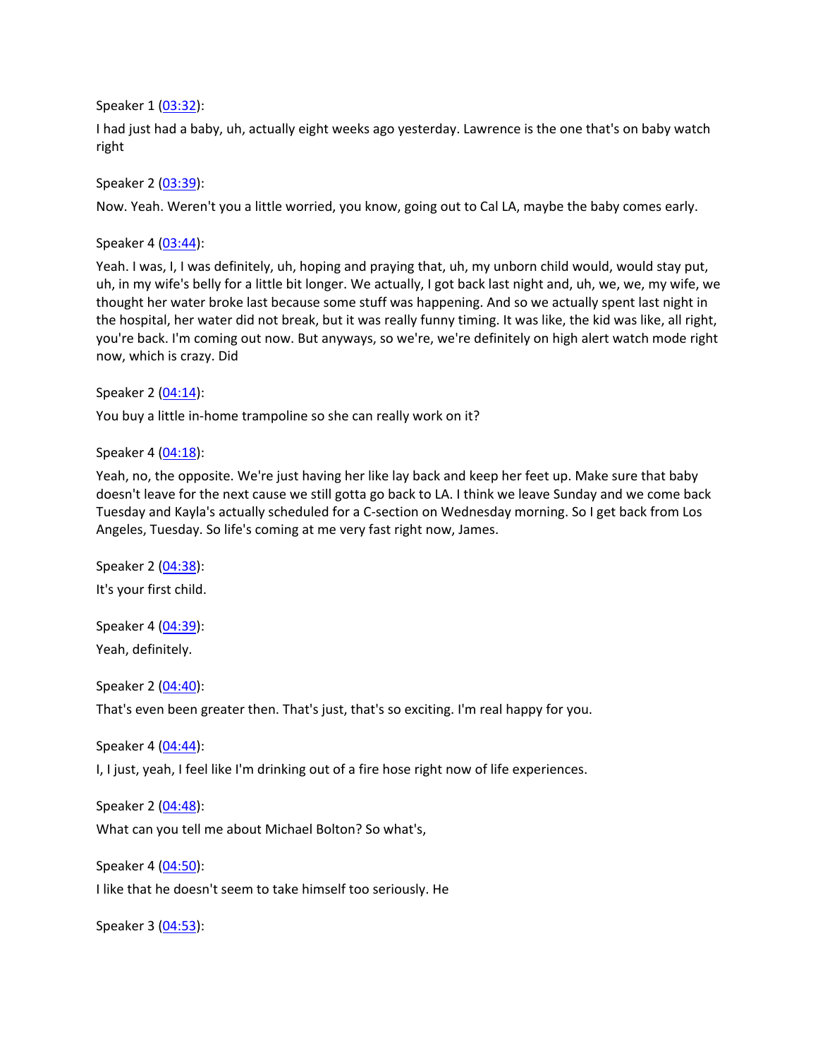Speaker 1 ([03:32](#)):

I had just had a baby, uh, actually eight weeks ago yesterday. Lawrence is the one that's on baby watch right

Speaker 2 ([03:39](#)):

Now. Yeah. Weren't you a little worried, you know, going out to Cal LA, maybe the baby comes early.

Speaker 4 ([03:44](#)):

Yeah. I was, I, I was definitely, uh, hoping and praying that, uh, my unborn child would, would stay put, uh, in my wife's belly for a little bit longer. We actually, I got back last night and, uh, we, we, my wife, we thought her water broke last because some stuff was happening. And so we actually spent last night in the hospital, her water did not break, but it was really funny timing. It was like, the kid was like, all right, you're back. I'm coming out now. But anyways, so we're, we're definitely on high alert watch mode right now, which is crazy. Did

Speaker 2 ([04:14](#)):

You buy a little in-home trampoline so she can really work on it?

Speaker 4 ([04:18](#)):

Yeah, no, the opposite. We're just having her like lay back and keep her feet up. Make sure that baby doesn't leave for the next cause we still gotta go back to LA. I think we leave Sunday and we come back Tuesday and Kayla's actually scheduled for a C-section on Wednesday morning. So I get back from Los Angeles, Tuesday. So life's coming at me very fast right now, James.

Speaker 2 ([04:38](#)):

It's your first child.

Speaker 4 ([04:39](#)):

Yeah, definitely.

Speaker 2 ([04:40](#)):

That's even been greater then. That's just, that's so exciting. I'm real happy for you.

Speaker 4 ([04:44](#)):

I, I just, yeah, I feel like I'm drinking out of a fire hose right now of life experiences.

Speaker 2 ([04:48](#)):

What can you tell me about Michael Bolton? So what's,

Speaker 4 ([04:50](#)):

I like that he doesn't seem to take himself too seriously. He

Speaker 3 ([04:53](#)):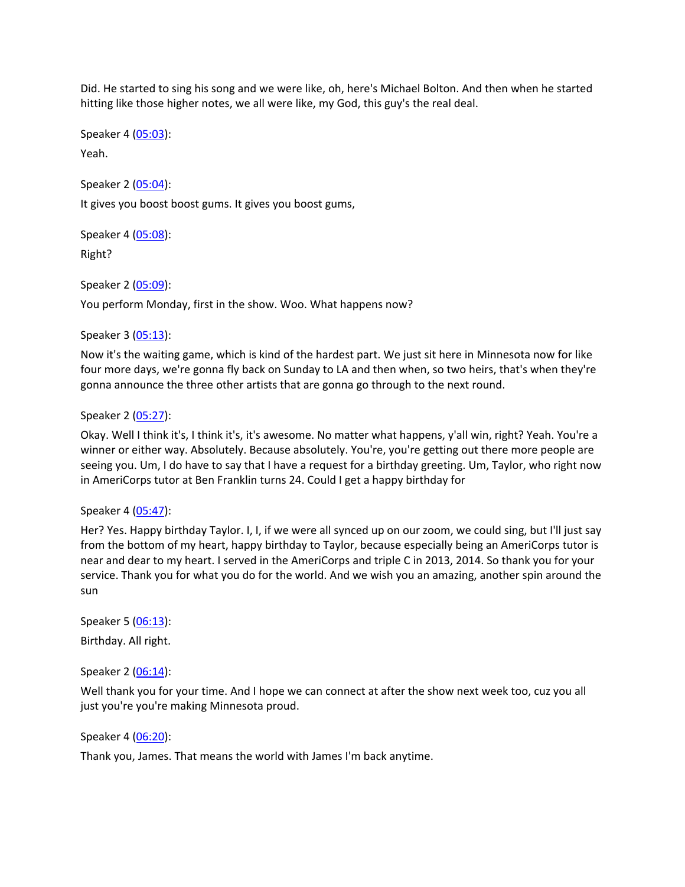Did. He started to sing his song and we were like, oh, here's Michael Bolton. And then when he started hitting like those higher notes, we all were like, my God, this guy's the real deal.

Speaker 4 ([05:03](#)):

Yeah.

Speaker 2 ([05:04](#)):

It gives you boost boost gums. It gives you boost gums,

Speaker 4 ([05:08](#)):

Right?

Speaker 2 ([05:09](#)):

You perform Monday, first in the show. Woo. What happens now?

Speaker 3 ([05:13](#)):

Now it's the waiting game, which is kind of the hardest part. We just sit here in Minnesota now for like four more days, we're gonna fly back on Sunday to LA and then when, so two heirs, that's when they're gonna announce the three other artists that are gonna go through to the next round.

Speaker 2 ([05:27](#)):

Okay. Well I think it's, I think it's, it's awesome. No matter what happens, y'all win, right? Yeah. You're a winner or either way. Absolutely. Because absolutely. You're, you're getting out there more people are seeing you. Um, I do have to say that I have a request for a birthday greeting. Um, Taylor, who right now in AmeriCorps tutor at Ben Franklin turns 24. Could I get a happy birthday for

Speaker 4 ([05:47](#)):

Her? Yes. Happy birthday Taylor. I, I, if we were all synced up on our zoom, we could sing, but I'll just say from the bottom of my heart, happy birthday to Taylor, because especially being an AmeriCorps tutor is near and dear to my heart. I served in the AmeriCorps and triple C in 2013, 2014. So thank you for your service. Thank you for what you do for the world. And we wish you an amazing, another spin around the sun

Speaker 5 ([06:13](#)):

Birthday. All right.

Speaker 2 ([06:14](#)):

Well thank you for your time. And I hope we can connect at after the show next week too, cuz you all just you're you're making Minnesota proud.

Speaker 4 ([06:20](#)):

Thank you, James. That means the world with James I'm back anytime.